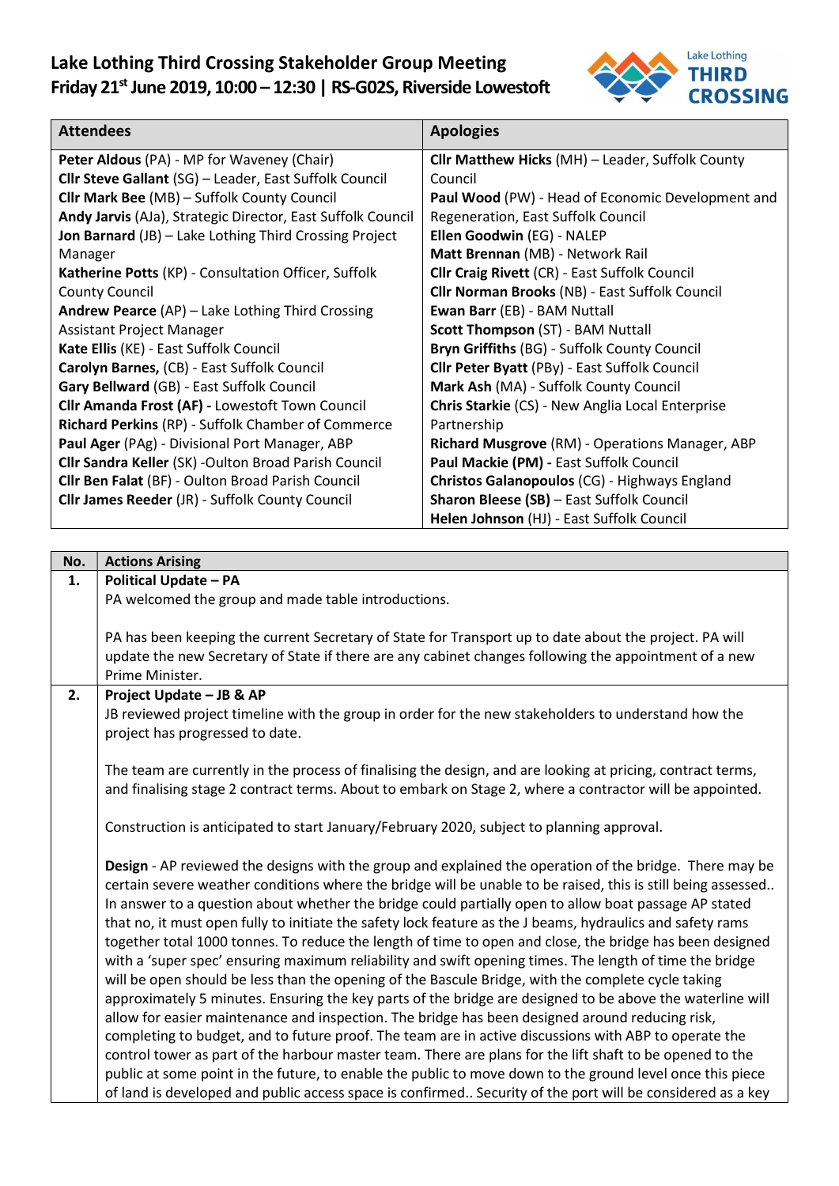# Lake Lothing Third Crossing Stakeholder Group Meeting

**Friday 21st June 2019, 10:00 – 12:30 | RS-G02S, Riverside Lowestoft**

| Attendees | Apologies |
|---|---|
| **Peter Aldous** (PA) - MP for Waveney (Chair)<br>**Cllr Steve Gallant** (SG) – Leader, East Suffolk Council<br>**Cllr Mark Bee** (MB) – Suffolk County Council<br>**Andy Jarvis** (AJa), Strategic Director, East Suffolk Council<br>**Jon Barnard** (JB) – Lake Lothing Third Crossing Project Manager<br>**Katherine Potts** (KP) - Consultation Officer, Suffolk County Council<br>**Andrew Pearce** (AP) – Lake Lothing Third Crossing Assistant Project Manager<br>**Kate Ellis** (KE) - East Suffolk Council<br>**Carolyn Barnes,** (CB) - East Suffolk Council<br>**Gary Bellward** (GB) - East Suffolk Council<br>**Cllr Amanda Frost (AF) -** Lowestoft Town Council<br>**Richard Perkins** (RP) - Suffolk Chamber of Commerce<br>**Paul Ager** (PAg) - Divisional Port Manager, ABP<br>**Cllr Sandra Keller** (SK) -Oulton Broad Parish Council<br>**Cllr Ben Falat** (BF) - Oulton Broad Parish Council<br>**Cllr James Reeder** (JR) - Suffolk County Council | **Cllr Matthew Hicks** (MH) – Leader, Suffolk County Council<br>**Paul Wood** (PW) - Head of Economic Development and Regeneration, East Suffolk Council<br>**Ellen Goodwin** (EG) - NALEP<br>**Matt Brennan** (MB) - Network Rail<br>**Cllr Craig Rivett** (CR) - East Suffolk Council<br>**Cllr Norman Brooks** (NB) - East Suffolk Council<br>**Ewan Barr** (EB) - BAM Nuttall<br>**Scott Thompson** (ST) - BAM Nuttall<br>**Bryn Griffiths** (BG) - Suffolk County Council<br>**Cllr Peter Byatt** (PBy) - East Suffolk Council<br>**Mark Ash** (MA) - Suffolk County Council<br>**Chris Starkie** (CS) - New Anglia Local Enterprise Partnership<br>**Richard Musgrove** (RM) - Operations Manager, ABP<br>**Paul Mackie (PM) -** East Suffolk Council<br>**Christos Galanopoulos** (CG) - Highways England<br>**Sharon Bleese (SB)** – East Suffolk Council<br>**Helen Johnson** (HJ) - East Suffolk Council |

| No. | Actions Arising |
|---|---|
| **1.** | **Political Update – PA**<br>PA welcomed the group and made table introductions.<br><br>PA has been keeping the current Secretary of State for Transport up to date about the project. PA will update the new Secretary of State if there are any cabinet changes following the appointment of a new Prime Minister. |
| **2.** | **Project Update – JB & AP**<br>JB reviewed project timeline with the group in order for the new stakeholders to understand how the project has progressed to date.<br><br>The team are currently in the process of finalising the design, and are looking at pricing, contract terms, and finalising stage 2 contract terms. About to embark on Stage 2, where a contractor will be appointed.<br><br>Construction is anticipated to start January/February 2020, subject to planning approval.<br><br>**Design** - AP reviewed the designs with the group and explained the operation of the bridge. There may be certain severe weather conditions where the bridge will be unable to be raised, this is still being assessed.. In answer to a question about whether the bridge could partially open to allow boat passage AP stated that no, it must open fully to initiate the safety lock feature as the J beams, hydraulics and safety rams together total 1000 tonnes. To reduce the length of time to open and close, the bridge has been designed with a 'super spec' ensuring maximum reliability and swift opening times. The length of time the bridge will be open should be less than the opening of the Bascule Bridge, with the complete cycle taking approximately 5 minutes. Ensuring the key parts of the bridge are designed to be above the waterline will allow for easier maintenance and inspection. The bridge has been designed around reducing risk, completing to budget, and to future proof. The team are in active discussions with ABP to operate the control tower as part of the harbour master team. There are plans for the lift shaft to be opened to the public at some point in the future, to enable the public to move down to the ground level once this piece of land is developed and public access space is confirmed.. Security of the port will be considered as a key |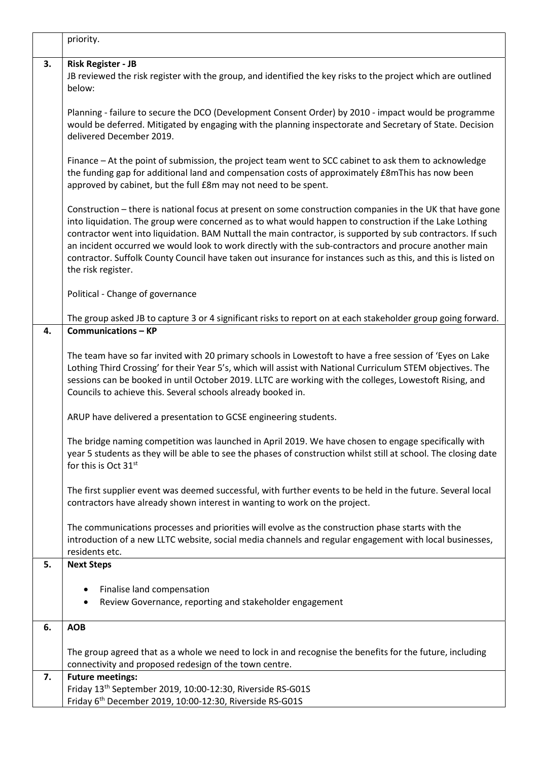| | |
|---|---|
| | priority. |
| **3.** | **Risk Register - JB**<br>JB reviewed the risk register with the group, and identified the key risks to the project which are outlined below:<br><br>Planning - failure to secure the DCO (Development Consent Order) by 2010 - impact would be programme would be deferred. Mitigated by engaging with the planning inspectorate and Secretary of State. Decision delivered December 2019.<br><br>Finance – At the point of submission, the project team went to SCC cabinet to ask them to acknowledge the funding gap for additional land and compensation costs of approximately £8mThis has now been approved by cabinet, but the full £8m may not need to be spent.<br><br>Construction – there is national focus at present on some construction companies in the UK that have gone into liquidation. The group were concerned as to what would happen to construction if the Lake Lothing contractor went into liquidation. BAM Nuttall the main contractor, is supported by sub contractors. If such an incident occurred we would look to work directly with the sub-contractors and procure another main contractor. Suffolk County Council have taken out insurance for instances such as this, and this is listed on the risk register.<br><br>Political - Change of governance<br><br>The group asked JB to capture 3 or 4 significant risks to report on at each stakeholder group going forward. |
| **4.** | **Communications – KP**<br><br>The team have so far invited with 20 primary schools in Lowestoft to have a free session of 'Eyes on Lake Lothing Third Crossing' for their Year 5's, which will assist with National Curriculum STEM objectives. The sessions can be booked in until October 2019. LLTC are working with the colleges, Lowestoft Rising, and Councils to achieve this. Several schools already booked in.<br><br>ARUP have delivered a presentation to GCSE engineering students.<br><br>The bridge naming competition was launched in April 2019. We have chosen to engage specifically with year 5 students as they will be able to see the phases of construction whilst still at school. The closing date for this is Oct 31st<br><br>The first supplier event was deemed successful, with further events to be held in the future. Several local contractors have already shown interest in wanting to work on the project.<br><br>The communications processes and priorities will evolve as the construction phase starts with the introduction of a new LLTC website, social media channels and regular engagement with local businesses, residents etc. |
| **5.** | **Next Steps**<br><br>• Finalise land compensation<br>• Review Governance, reporting and stakeholder engagement |
| **6.** | **AOB**<br><br>The group agreed that as a whole we need to lock in and recognise the benefits for the future, including connectivity and proposed redesign of the town centre. |
| **7.** | **Future meetings:**<br>Friday 13th September 2019, 10:00-12:30, Riverside RS-G01S<br>Friday 6th December 2019, 10:00-12:30, Riverside RS-G01S |